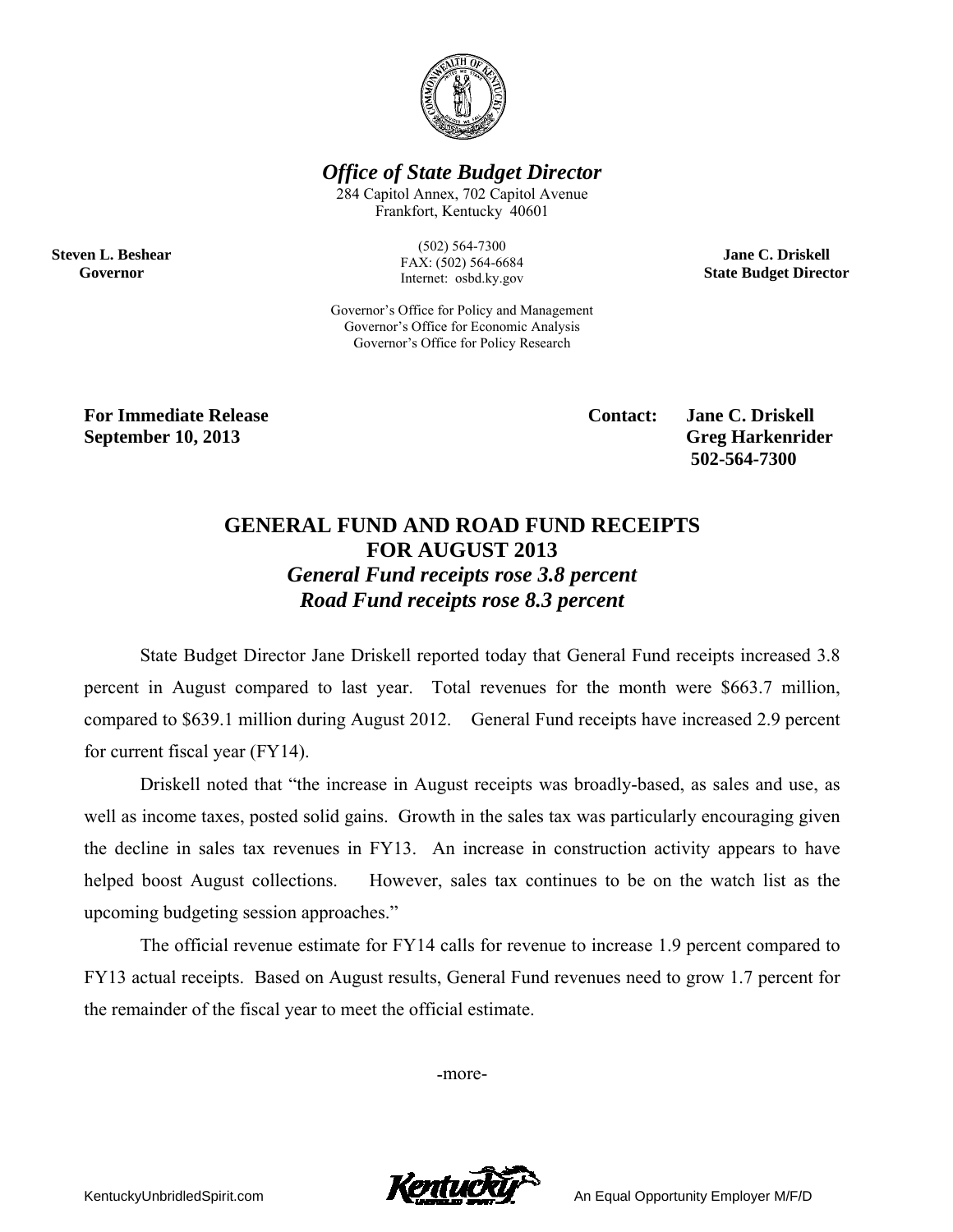***Office of State Budget Director***

284 Capitol Annex, 702 Capitol Avenue
Frankfort, Kentucky 40601

(502) 564-7300
FAX: (502) 564-6684
Internet: osbd.ky.gov

Governor's Office for Policy and Management
Governor's Office for Economic Analysis
Governor's Office for Policy Research

**Steven L. Beshear**
**Governor**

**Jane C. Driskell**
**State Budget Director**

**For Immediate Release**
**September 10, 2013**

**Contact: Jane C. Driskell**
**Greg Harkenrider**
**502-564-7300**

# GENERAL FUND AND ROAD FUND RECEIPTS FOR AUGUST 2013

***General Fund receipts rose 3.8 percent***
***Road Fund receipts rose 8.3 percent***

State Budget Director Jane Driskell reported today that General Fund receipts increased 3.8 percent in August compared to last year. Total revenues for the month were $663.7 million, compared to $639.1 million during August 2012. General Fund receipts have increased 2.9 percent for current fiscal year (FY14).

Driskell noted that "the increase in August receipts was broadly-based, as sales and use, as well as income taxes, posted solid gains. Growth in the sales tax was particularly encouraging given the decline in sales tax revenues in FY13. An increase in construction activity appears to have helped boost August collections. However, sales tax continues to be on the watch list as the upcoming budgeting session approaches."

The official revenue estimate for FY14 calls for revenue to increase 1.9 percent compared to FY13 actual receipts. Based on August results, General Fund revenues need to grow 1.7 percent for the remainder of the fiscal year to meet the official estimate.

-more-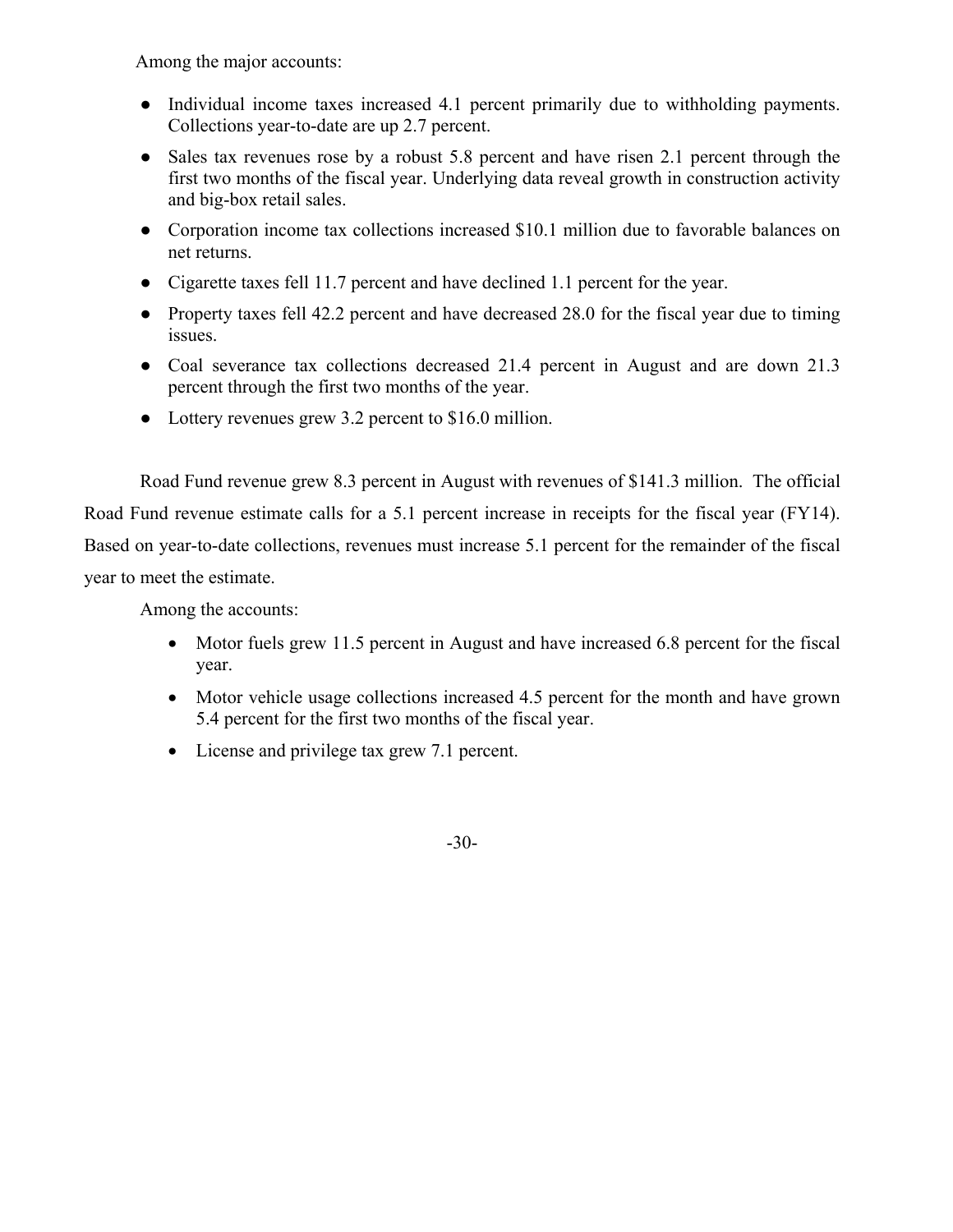Among the major accounts:

- Individual income taxes increased 4.1 percent primarily due to withholding payments. Collections year-to-date are up 2.7 percent.
- Sales tax revenues rose by a robust 5.8 percent and have risen 2.1 percent through the first two months of the fiscal year. Underlying data reveal growth in construction activity and big-box retail sales.
- Corporation income tax collections increased $10.1 million due to favorable balances on net returns.
- Cigarette taxes fell 11.7 percent and have declined 1.1 percent for the year.
- Property taxes fell 42.2 percent and have decreased 28.0 for the fiscal year due to timing issues.
- Coal severance tax collections decreased 21.4 percent in August and are down 21.3 percent through the first two months of the year.
- Lottery revenues grew 3.2 percent to $16.0 million.

Road Fund revenue grew 8.3 percent in August with revenues of $141.3 million. The official Road Fund revenue estimate calls for a 5.1 percent increase in receipts for the fiscal year (FY14). Based on year-to-date collections, revenues must increase 5.1 percent for the remainder of the fiscal year to meet the estimate.

Among the accounts:

- Motor fuels grew 11.5 percent in August and have increased 6.8 percent for the fiscal year.
- Motor vehicle usage collections increased 4.5 percent for the month and have grown 5.4 percent for the first two months of the fiscal year.
- License and privilege tax grew 7.1 percent.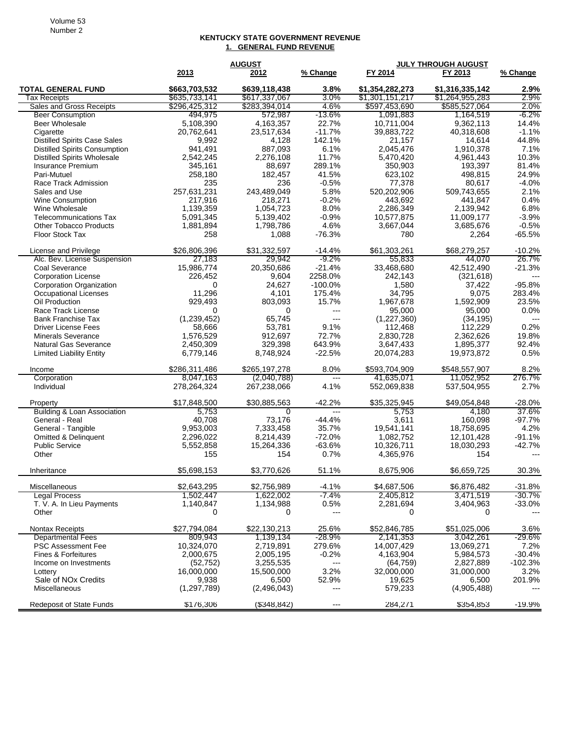**KENTUCKY STATE GOVERNMENT REVENUE**

**1. GENERAL FUND REVENUE**

| | AUGUST | | | JULY THROUGH AUGUST | | |
|---|---|---|---|---|---|---|
| | 2013 | 2012 | % Change | FY 2014 | FY 2013 | % Change |
| **TOTAL GENERAL FUND** | **$663,703,532** | **$639,118,438** | **3.8%** | **$1,354,282,273** | **$1,316,335,142** | **2.9%** |
| Tax Receipts | $635,733,141 | $617,337,067 | 3.0% | $1,301,151,217 | $1,264,955,283 | 2.9% |
| Sales and Gross Receipts | $296,425,312 | $283,394,014 | 4.6% | $597,453,690 | $585,527,064 | 2.0% |
| Beer Consumption | 494,975 | 572,987 | -13.6% | 1,091,883 | 1,164,519 | -6.2% |
| Beer Wholesale | 5,108,390 | 4,163,357 | 22.7% | 10,711,004 | 9,362,113 | 14.4% |
| Cigarette | 20,762,641 | 23,517,634 | -11.7% | 39,883,722 | 40,318,608 | -1.1% |
| Distilled Spirits Case Sales | 9,992 | 4,128 | 142.1% | 21,157 | 14,614 | 44.8% |
| Distilled Spirits Consumption | 941,491 | 887,093 | 6.1% | 2,045,476 | 1,910,378 | 7.1% |
| Distilled Spirits Wholesale | 2,542,245 | 2,276,108 | 11.7% | 5,470,420 | 4,961,443 | 10.3% |
| Insurance Premium | 345,161 | 88,697 | 289.1% | 350,903 | 193,397 | 81.4% |
| Pari-Mutuel | 258,180 | 182,457 | 41.5% | 623,102 | 498,815 | 24.9% |
| Race Track Admission | 235 | 236 | -0.5% | 77,378 | 80,617 | -4.0% |
| Sales and Use | 257,631,231 | 243,489,049 | 5.8% | 520,202,906 | 509,743,655 | 2.1% |
| Wine Consumption | 217,916 | 218,271 | -0.2% | 443,692 | 441,847 | 0.4% |
| Wine Wholesale | 1,139,359 | 1,054,723 | 8.0% | 2,286,349 | 2,139,942 | 6.8% |
| Telecommunications Tax | 5,091,345 | 5,139,402 | -0.9% | 10,577,875 | 11,009,177 | -3.9% |
| Other Tobacco Products | 1,881,894 | 1,798,786 | 4.6% | 3,667,044 | 3,685,676 | -0.5% |
| Floor Stock Tax | 258 | 1,088 | -76.3% | 780 | 2,264 | -65.5% |
| | | | | | | |
| License and Privilege | $26,806,396 | $31,332,597 | -14.4% | $61,303,261 | $68,279,257 | -10.2% |
| Alc. Bev. License Suspension | 27,183 | 29,942 | -9.2% | 55,833 | 44,070 | 26.7% |
| Coal Severance | 15,986,774 | 20,350,686 | -21.4% | 33,468,680 | 42,512,490 | -21.3% |
| Corporation License | 226,452 | 9,604 | 2258.0% | 242,143 | (321,618) | --- |
| Corporation Organization | 0 | 24,627 | -100.0% | 1,580 | 37,422 | -95.8% |
| Occupational Licenses | 11,296 | 4,101 | 175.4% | 34,795 | 9,075 | 283.4% |
| Oil Production | 929,493 | 803,093 | 15.7% | 1,967,678 | 1,592,909 | 23.5% |
| Race Track License | 0 | 0 | --- | 95,000 | 95,000 | 0.0% |
| Bank Franchise Tax | (1,239,452) | 65,745 | --- | (1,227,360) | (34,195) | --- |
| Driver License Fees | 58,666 | 53,781 | 9.1% | 112,468 | 112,229 | 0.2% |
| Minerals Severance | 1,576,529 | 912,697 | 72.7% | 2,830,728 | 2,362,626 | 19.8% |
| Natural Gas Severance | 2,450,309 | 329,398 | 643.9% | 3,647,433 | 1,895,377 | 92.4% |
| Limited Liability Entity | 6,779,146 | 8,748,924 | -22.5% | 20,074,283 | 19,973,872 | 0.5% |
| | | | | | | |
| Income | $286,311,486 | $265,197,278 | 8.0% | $593,704,909 | $548,557,907 | 8.2% |
| Corporation | 8,047,163 | (2,040,788) | --- | 41,635,071 | 11,052,952 | 276.7% |
| Individual | 278,264,324 | 267,238,066 | 4.1% | 552,069,838 | 537,504,955 | 2.7% |
| | | | | | | |
| Property | $17,848,500 | $30,885,563 | -42.2% | $35,325,945 | $49,054,848 | -28.0% |
| Building & Loan Association | 5,753 | 0 | --- | 5,753 | 4,180 | 37.6% |
| General - Real | 40,708 | 73,176 | -44.4% | 3,611 | 160,098 | -97.7% |
| General - Tangible | 9,953,003 | 7,333,458 | 35.7% | 19,541,141 | 18,758,695 | 4.2% |
| Omitted & Delinquent | 2,296,022 | 8,214,439 | -72.0% | 1,082,752 | 12,101,428 | -91.1% |
| Public Service | 5,552,858 | 15,264,336 | -63.6% | 10,326,711 | 18,030,293 | -42.7% |
| Other | 155 | 154 | 0.7% | 4,365,976 | 154 | --- |
| | | | | | | |
| Inheritance | $5,698,153 | $3,770,626 | 51.1% | 8,675,906 | $6,659,725 | 30.3% |
| | | | | | | |
| Miscellaneous | $2,643,295 | $2,756,989 | -4.1% | $4,687,506 | $6,876,482 | -31.8% |
| Legal Process | 1,502,447 | 1,622,002 | -7.4% | 2,405,812 | 3,471,519 | -30.7% |
| T. V. A. In Lieu Payments | 1,140,847 | 1,134,988 | 0.5% | 2,281,694 | 3,404,963 | -33.0% |
| Other | 0 | 0 | --- | 0 | 0 | --- |
| | | | | | | |
| Nontax Receipts | $27,794,084 | $22,130,213 | 25.6% | $52,846,785 | $51,025,006 | 3.6% |
| Departmental Fees | 809,943 | 1,139,134 | -28.9% | 2,141,353 | 3,042,261 | -29.6% |
| PSC Assessment Fee | 10,324,070 | 2,719,891 | 279.6% | 14,007,429 | 13,069,271 | 7.2% |
| Fines & Forfeitures | 2,000,675 | 2,005,195 | -0.2% | 4,163,904 | 5,984,573 | -30.4% |
| Income on Investments | (52,752) | 3,255,535 | --- | (64,759) | 2,827,889 | -102.3% |
| Lottery | 16,000,000 | 15,500,000 | 3.2% | 32,000,000 | 31,000,000 | 3.2% |
| Sale of NOx Credits | 9,938 | 6,500 | 52.9% | 19,625 | 6,500 | 201.9% |
| Miscellaneous | (1,297,789) | (2,496,043) | --- | 579,233 | (4,905,488) | --- |
| | | | | | | |
| Redeposit of State Funds | $176,306 | ($348,842) | --- | 284,271 | $354,853 | -19.9% |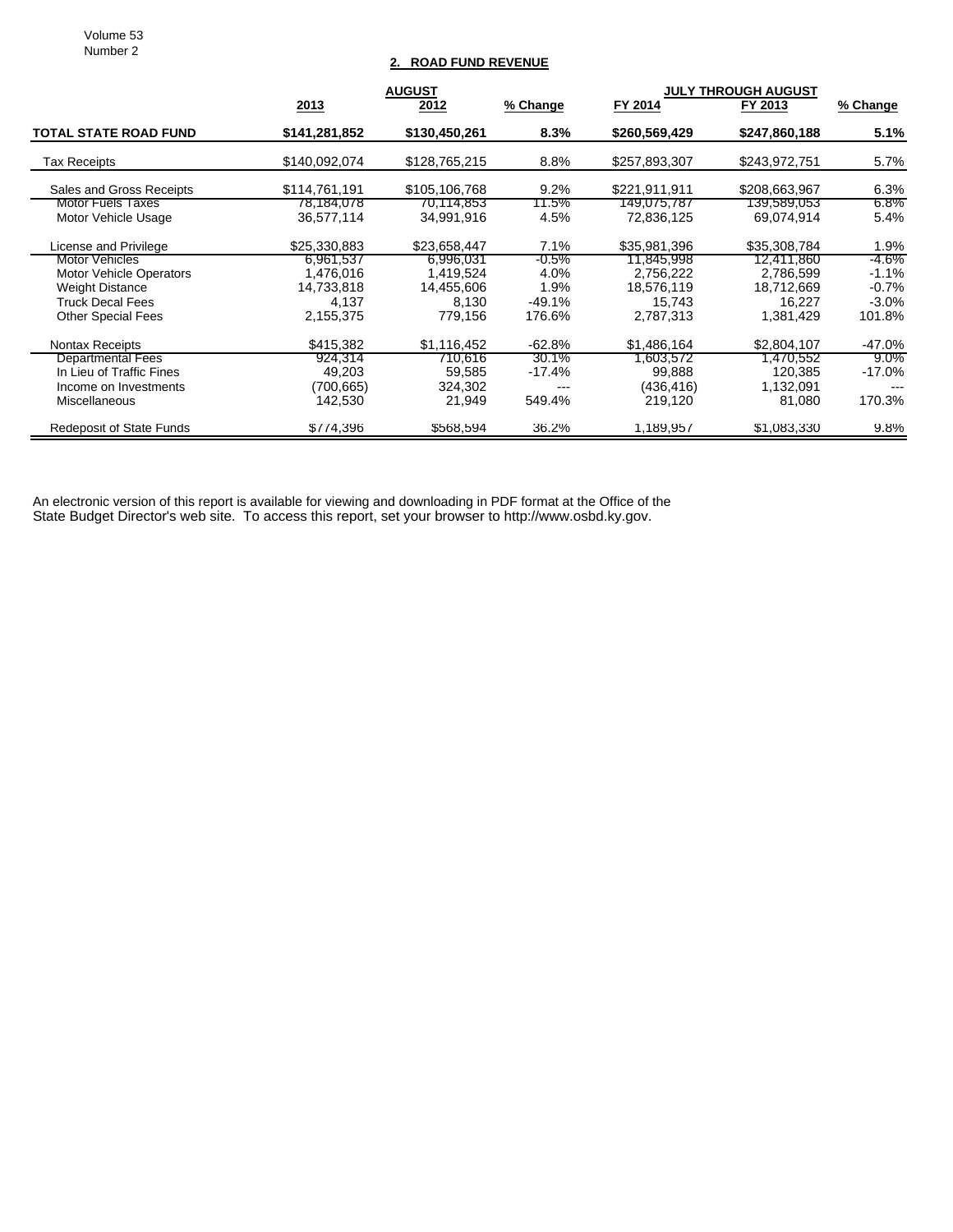## 2. ROAD FUND REVENUE

| | AUGUST | | | JULY THROUGH AUGUST | | |
|---|---|---|---|---|---|---|
| | 2013 | 2012 | % Change | FY 2014 | FY 2013 | % Change |
| **TOTAL STATE ROAD FUND** | **$141,281,852** | **$130,450,261** | **8.3%** | **$260,569,429** | **$247,860,188** | **5.1%** |
| Tax Receipts | $140,092,074 | $128,765,215 | 8.8% | $257,893,307 | $243,972,751 | 5.7% |
| Sales and Gross Receipts | $114,761,191 | $105,106,768 | 9.2% | $221,911,911 | $208,663,967 | 6.3% |
| Motor Fuels Taxes | 78,184,078 | 70,114,853 | 11.5% | 149,075,787 | 139,589,053 | 6.8% |
| Motor Vehicle Usage | 36,577,114 | 34,991,916 | 4.5% | 72,836,125 | 69,074,914 | 5.4% |
| License and Privilege | $25,330,883 | $23,658,447 | 7.1% | $35,981,396 | $35,308,784 | 1.9% |
| Motor Vehicles | 6,961,537 | 6,996,031 | -0.5% | 11,845,998 | 12,411,860 | -4.6% |
| Motor Vehicle Operators | 1,476,016 | 1,419,524 | 4.0% | 2,756,222 | 2,786,599 | -1.1% |
| Weight Distance | 14,733,818 | 14,455,606 | 1.9% | 18,576,119 | 18,712,669 | -0.7% |
| Truck Decal Fees | 4,137 | 8,130 | -49.1% | 15,743 | 16,227 | -3.0% |
| Other Special Fees | 2,155,375 | 779,156 | 176.6% | 2,787,313 | 1,381,429 | 101.8% |
| Nontax Receipts | $415,382 | $1,116,452 | -62.8% | $1,486,164 | $2,804,107 | -47.0% |
| Departmental Fees | 924,314 | 710,616 | 30.1% | 1,603,572 | 1,470,552 | 9.0% |
| In Lieu of Traffic Fines | 49,203 | 59,585 | -17.4% | 99,888 | 120,385 | -17.0% |
| Income on Investments | (700,665) | 324,302 | --- | (436,416) | 1,132,091 | --- |
| Miscellaneous | 142,530 | 21,949 | 549.4% | 219,120 | 81,080 | 170.3% |
| Redeposit of State Funds | $774,396 | $568,594 | 36.2% | 1,189,957 | $1,083,330 | 9.8% |

An electronic version of this report is available for viewing and downloading in PDF format at the Office of the State Budget Director's web site. To access this report, set your browser to http://www.osbd.ky.gov.